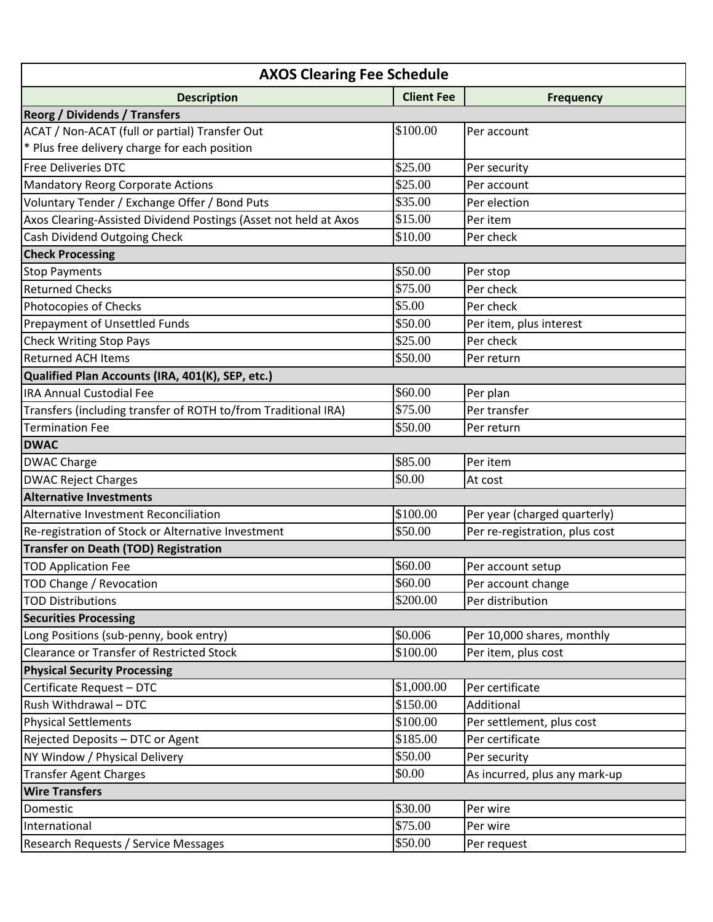# AXOS Clearing Fee Schedule

| Description | Client Fee | Frequency |
|---|---|---|
| **Reorg / Dividends / Transfers** | | |
| ACAT / Non-ACAT (full or partial) Transfer Out<br>* Plus free delivery charge for each position | \$100.00 | Per account |
| Free Deliveries DTC | \$25.00 | Per security |
| Mandatory Reorg Corporate Actions | \$25.00 | Per account |
| Voluntary Tender / Exchange Offer / Bond Puts | \$35.00 | Per election |
| Axos Clearing-Assisted Dividend Postings (Asset not held at Axos | \$15.00 | Per item |
| Cash Dividend Outgoing Check | \$10.00 | Per check |
| **Check Processing** | | |
| Stop Payments | \$50.00 | Per stop |
| Returned Checks | \$75.00 | Per check |
| Photocopies of Checks | \$5.00 | Per check |
| Prepayment of Unsettled Funds | \$50.00 | Per item, plus interest |
| Check Writing Stop Pays | \$25.00 | Per check |
| Returned ACH Items | \$50.00 | Per return |
| **Qualified Plan Accounts (IRA, 401(K), SEP, etc.)** | | |
| IRA Annual Custodial Fee | \$60.00 | Per plan |
| Transfers (including transfer of ROTH to/from Traditional IRA) | \$75.00 | Per transfer |
| Termination Fee | \$50.00 | Per return |
| **DWAC** | | |
| DWAC Charge | \$85.00 | Per item |
| DWAC Reject Charges | \$0.00 | At cost |
| **Alternative Investments** | | |
| Alternative Investment Reconciliation | \$100.00 | Per year (charged quarterly) |
| Re-registration of Stock or Alternative Investment | \$50.00 | Per re-registration, plus cost |
| **Transfer on Death (TOD) Registration** | | |
| TOD Application Fee | \$60.00 | Per account setup |
| TOD Change / Revocation | \$60.00 | Per account change |
| TOD Distributions | \$200.00 | Per distribution |
| **Securities Processing** | | |
| Long Positions (sub-penny, book entry) | \$0.006 | Per 10,000 shares, monthly |
| Clearance or Transfer of Restricted Stock | \$100.00 | Per item, plus cost |
| **Physical Security Processing** | | |
| Certificate Request – DTC | \$1,000.00 | Per certificate |
| Rush Withdrawal – DTC | \$150.00 | Additional |
| Physical Settlements | \$100.00 | Per settlement, plus cost |
| Rejected Deposits – DTC or Agent | \$185.00 | Per certificate |
| NY Window / Physical Delivery | \$50.00 | Per security |
| Transfer Agent Charges | \$0.00 | As incurred, plus any mark-up |
| **Wire Transfers** | | |
| Domestic | \$30.00 | Per wire |
| International | \$75.00 | Per wire |
| Research Requests / Service Messages | \$50.00 | Per request |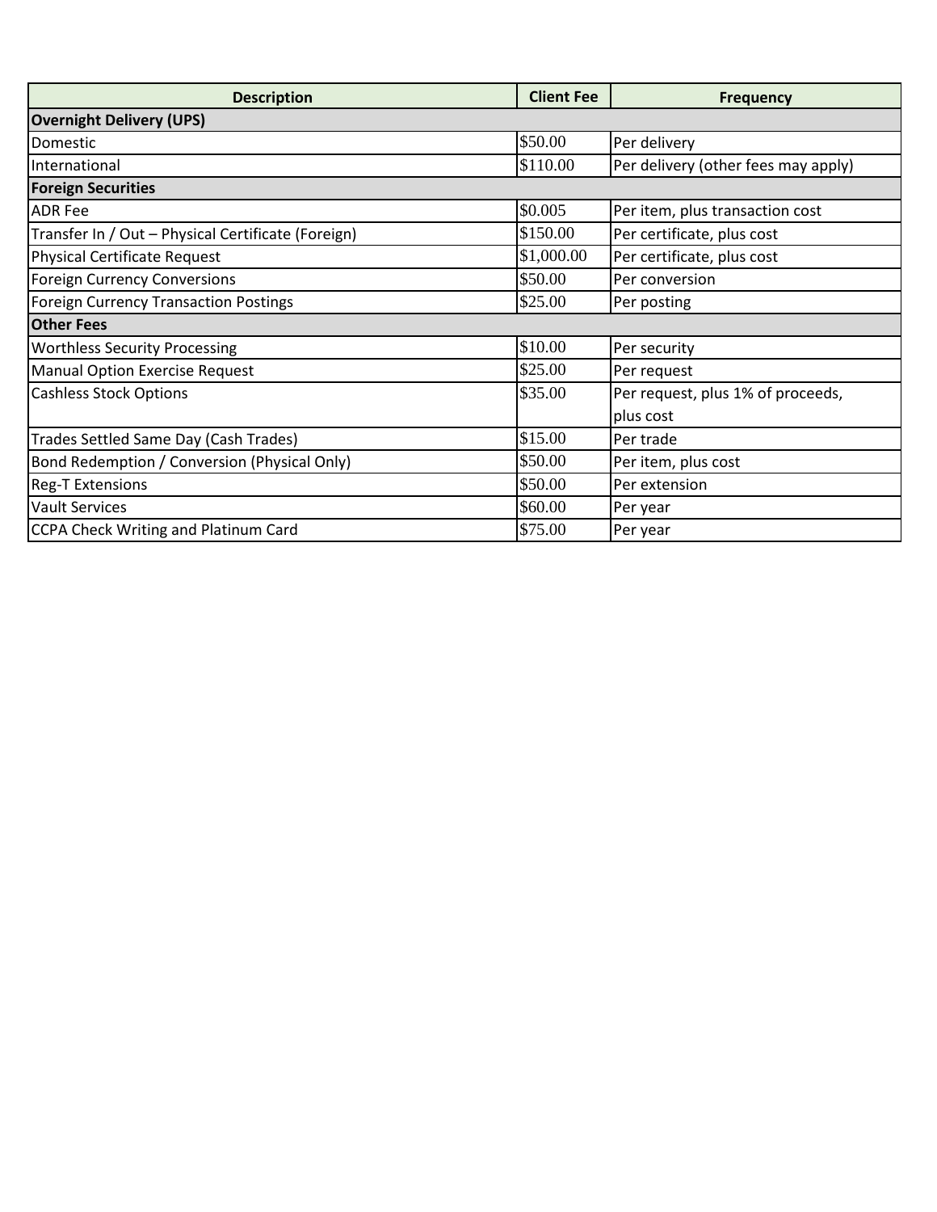| Description | Client Fee | Frequency |
|---|---|---|
| **Overnight Delivery (UPS)** | | |
| Domestic | $50.00 | Per delivery |
| International | $110.00 | Per delivery (other fees may apply) |
| **Foreign Securities** | | |
| ADR Fee | $0.005 | Per item, plus transaction cost |
| Transfer In / Out – Physical Certificate (Foreign) | $150.00 | Per certificate, plus cost |
| Physical Certificate Request | $1,000.00 | Per certificate, plus cost |
| Foreign Currency Conversions | $50.00 | Per conversion |
| Foreign Currency Transaction Postings | $25.00 | Per posting |
| **Other Fees** | | |
| Worthless Security Processing | $10.00 | Per security |
| Manual Option Exercise Request | $25.00 | Per request |
| Cashless Stock Options | $35.00 | Per request, plus 1% of proceeds, plus cost |
| Trades Settled Same Day (Cash Trades) | $15.00 | Per trade |
| Bond Redemption / Conversion (Physical Only) | $50.00 | Per item, plus cost |
| Reg-T Extensions | $50.00 | Per extension |
| Vault Services | $60.00 | Per year |
| CCPA Check Writing and Platinum Card | $75.00 | Per year |